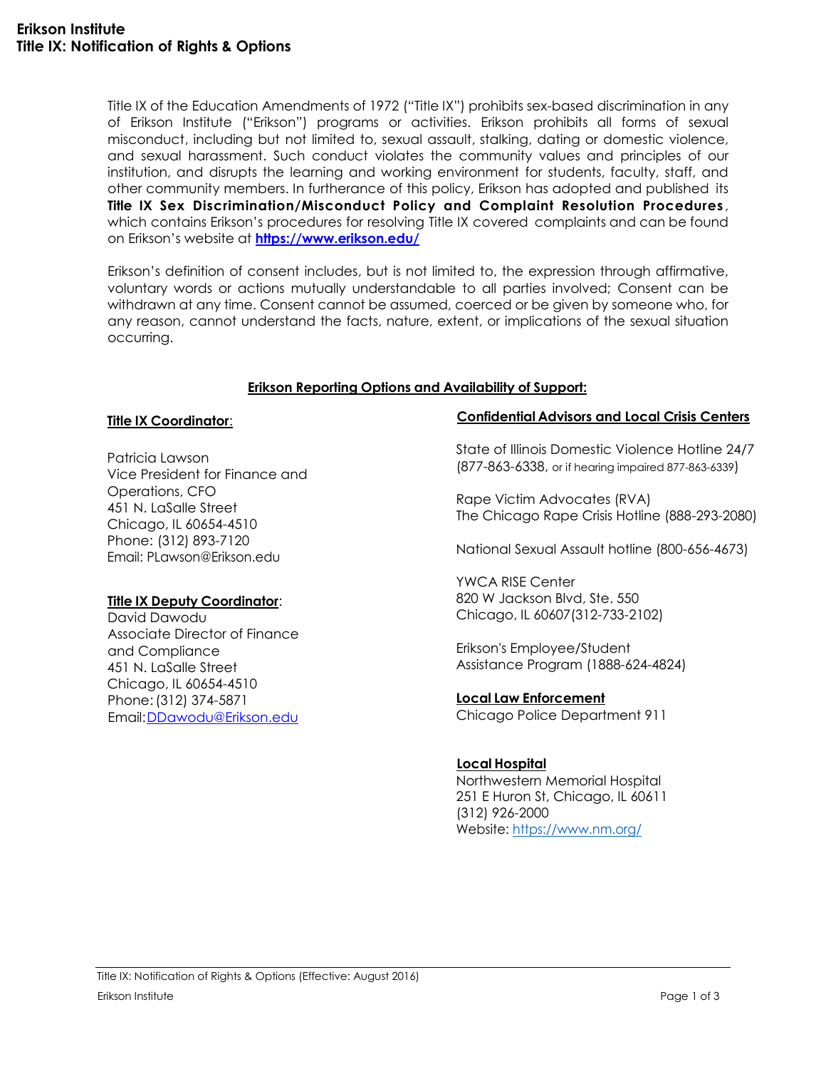# Erikson Institute
## Title IX: Notification of Rights & Options

Title IX of the Education Amendments of 1972 ("Title IX") prohibits sex-based discrimination in any of Erikson Institute ("Erikson") programs or activities. Erikson prohibits all forms of sexual misconduct, including but not limited to, sexual assault, stalking, dating or domestic violence, and sexual harassment. Such conduct violates the community values and principles of our institution, and disrupts the learning and working environment for students, faculty, staff, and other community members. In furtherance of this policy, Erikson has adopted and published its **Title IX Sex Discrimination/Misconduct Policy and Complaint Resolution Procedures**, which contains Erikson's procedures for resolving Title IX covered complaints and can be found on Erikson's website at **https://www.erikson.edu/**

Erikson's definition of consent includes, but is not limited to, the expression through affirmative, voluntary words or actions mutually understandable to all parties involved; Consent can be withdrawn at any time. Consent cannot be assumed, coerced or be given by someone who, for any reason, cannot understand the facts, nature, extent, or implications of the sexual situation occurring.

### Erikson Reporting Options and Availability of Support:

**Title IX Coordinator:**

Patricia Lawson
Vice President for Finance and Operations, CFO
451 N. LaSalle Street
Chicago, IL 60654-4510
Phone: (312) 893-7120
Email: PLawson@Erikson.edu

**Title IX Deputy Coordinator:**
David Dawodu
Associate Director of Finance and Compliance
451 N. LaSalle Street
Chicago, IL 60654-4510
Phone: (312) 374-5871
Email: DDawodu@Erikson.edu

**Confidential Advisors and Local Crisis Centers**

State of Illinois Domestic Violence Hotline 24/7 (877-863-6338, or if hearing impaired 877-863-6339)

Rape Victim Advocates (RVA)
The Chicago Rape Crisis Hotline (888-293-2080)

National Sexual Assault hotline (800-656-4673)

YWCA RISE Center
820 W Jackson Blvd, Ste. 550
Chicago, IL 60607(312-733-2102)

Erikson's Employee/Student Assistance Program (1888-624-4824)

**Local Law Enforcement**
Chicago Police Department 911

**Local Hospital**
Northwestern Memorial Hospital
251 E Huron St, Chicago, IL 60611
(312) 926-2000
Website: https://www.nm.org/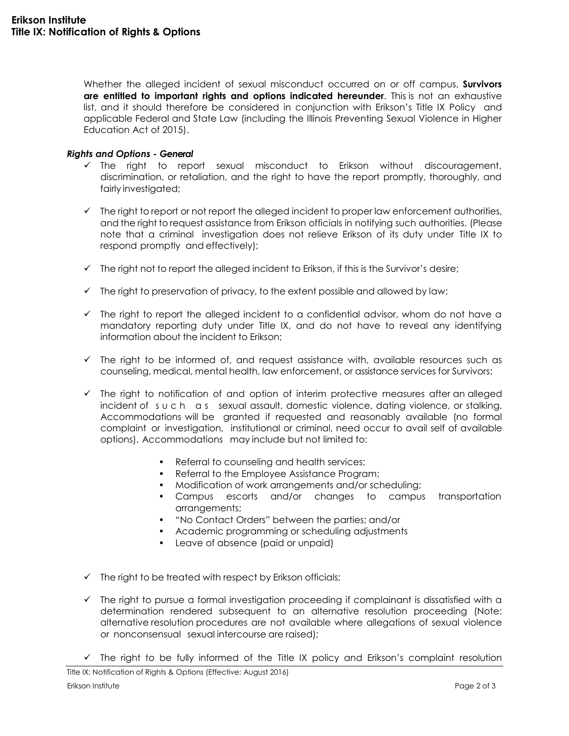Whether the alleged incident of sexual misconduct occurred on or off campus, **Survivors are entitled to important rights and options indicated hereunder**. This is not an exhaustive list, and it should therefore be considered in conjunction with Erikson's Title IX Policy and applicable Federal and State Law (including the Illinois Preventing Sexual Violence in Higher Education Act of 2015).

***Rights and Options - General***

- ✓ The right to report sexual misconduct to Erikson without discouragement, discrimination, or retaliation, and the right to have the report promptly, thoroughly, and fairly investigated;
- ✓ The right to report or not report the alleged incident to proper law enforcement authorities, and the right to request assistance from Erikson officials in notifying such authorities. (Please note that a criminal investigation does not relieve Erikson of its duty under Title IX to respond promptly and effectively);
- ✓ The right not to report the alleged incident to Erikson, if this is the Survivor's desire;
- ✓ The right to preservation of privacy, to the extent possible and allowed by law;
- ✓ The right to report the alleged incident to a confidential advisor, whom do not have a mandatory reporting duty under Title IX, and do not have to reveal any identifying information about the incident to Erikson;
- ✓ The right to be informed of, and request assistance with, available resources such as counseling, medical, mental health, law enforcement, or assistance services for Survivors;
- ✓ The right to notification of and option of interim protective measures after an alleged incident of such as sexual assault, domestic violence, dating violence, or stalking. Accommodations will be granted if requested and reasonably available (no formal complaint or investigation, institutional or criminal, need occur to avail self of available options). Accommodations may include but not limited to:
    - Referral to counseling and health services;
    - Referral to the Employee Assistance Program;
    - Modification of work arrangements and/or scheduling;
    - Campus escorts and/or changes to campus transportation arrangements;
    - "No Contact Orders" between the parties; and/or
    - Academic programming or scheduling adjustments
    - Leave of absence (paid or unpaid)
- ✓ The right to be treated with respect by Erikson officials;
- ✓ The right to pursue a formal investigation proceeding if complainant is dissatisfied with a determination rendered subsequent to an alternative resolution proceeding (Note: alternative resolution procedures are not available where allegations of sexual violence or nonconsensual sexual intercourse are raised);
- ✓ The right to be fully informed of the Title IX policy and Erikson's complaint resolution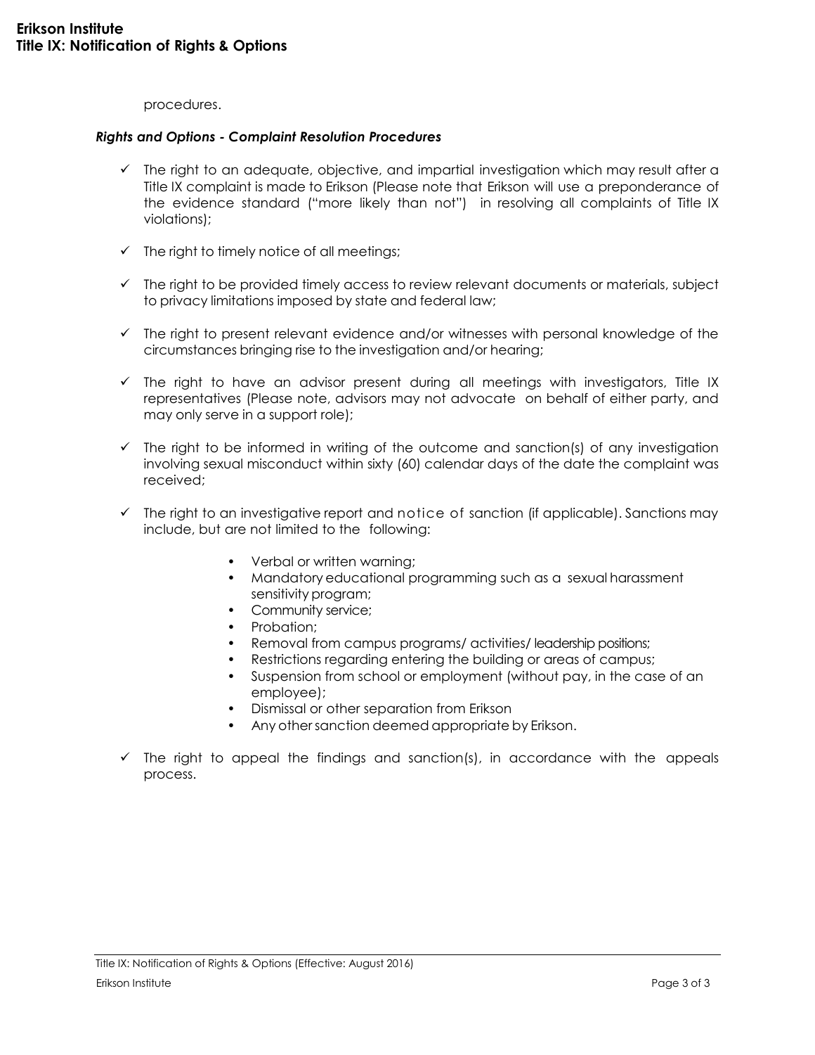procedures.

### *Rights and Options - Complaint Resolution Procedures*

- ✓ The right to an adequate, objective, and impartial investigation which may result after a Title IX complaint is made to Erikson (Please note that Erikson will use a preponderance of the evidence standard ("more likely than not") in resolving all complaints of Title IX violations);
- ✓ The right to timely notice of all meetings;
- ✓ The right to be provided timely access to review relevant documents or materials, subject to privacy limitations imposed by state and federal law;
- ✓ The right to present relevant evidence and/or witnesses with personal knowledge of the circumstances bringing rise to the investigation and/or hearing;
- ✓ The right to have an advisor present during all meetings with investigators, Title IX representatives (Please note, advisors may not advocate on behalf of either party, and may only serve in a support role);
- ✓ The right to be informed in writing of the outcome and sanction(s) of any investigation involving sexual misconduct within sixty (60) calendar days of the date the complaint was received;
- ✓ The right to an investigative report and notice of sanction (if applicable). Sanctions may include, but are not limited to the following:
    - Verbal or written warning;
    - Mandatory educational programming such as a sexual harassment sensitivity program;
    - Community service;
    - Probation;
    - Removal from campus programs/ activities/ leadership positions;
    - Restrictions regarding entering the building or areas of campus;
    - Suspension from school or employment (without pay, in the case of an employee);
    - Dismissal or other separation from Erikson
    - Any other sanction deemed appropriate by Erikson.
- ✓ The right to appeal the findings and sanction(s), in accordance with the appeals process.